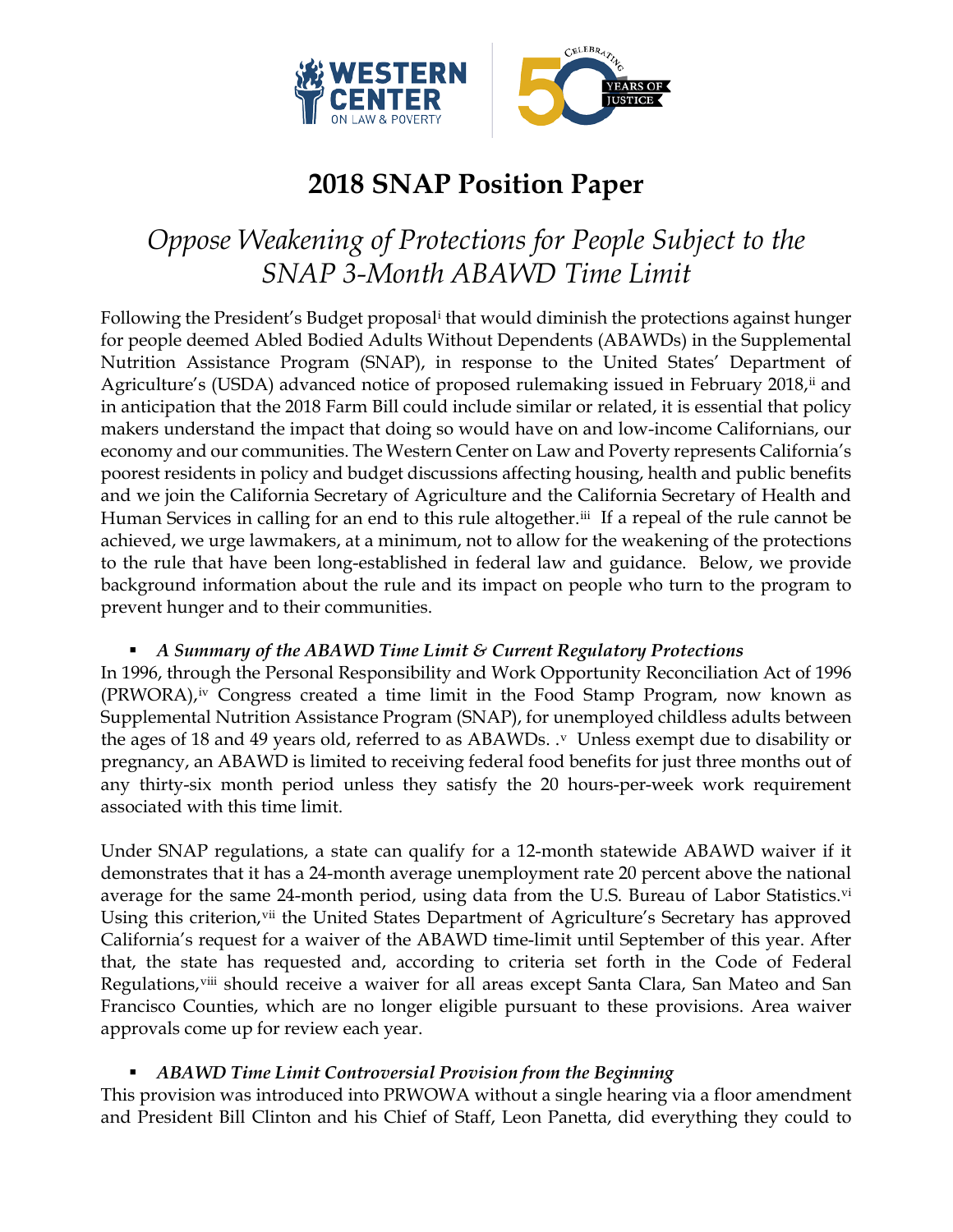# 2018 SNAP Position Paper

## *Oppose Weakening of Protections for People Subject to the SNAP 3-Month ABAWD Time Limit*

Following the President's Budget proposal[i] that would diminish the protections against hunger for people deemed Abled Bodied Adults Without Dependents (ABAWDs) in the Supplemental Nutrition Assistance Program (SNAP), in response to the United States' Department of Agriculture's (USDA) advanced notice of proposed rulemaking issued in February 2018,[ii] and in anticipation that the 2018 Farm Bill could include similar or related, it is essential that policy makers understand the impact that doing so would have on and low-income Californians, our economy and our communities. The Western Center on Law and Poverty represents California's poorest residents in policy and budget discussions affecting housing, health and public benefits and we join the California Secretary of Agriculture and the California Secretary of Health and Human Services in calling for an end to this rule altogether.[iii] If a repeal of the rule cannot be achieved, we urge lawmakers, at a minimum, not to allow for the weakening of the protections to the rule that have been long-established in federal law and guidance. Below, we provide background information about the rule and its impact on people who turn to the program to prevent hunger and to their communities.

- ***A Summary of the ABAWD Time Limit & Current Regulatory Protections***

In 1996, through the Personal Responsibility and Work Opportunity Reconciliation Act of 1996 (PRWORA),[iv] Congress created a time limit in the Food Stamp Program, now known as Supplemental Nutrition Assistance Program (SNAP), for unemployed childless adults between the ages of 18 and 49 years old, referred to as ABAWDs. .[v] Unless exempt due to disability or pregnancy, an ABAWD is limited to receiving federal food benefits for just three months out of any thirty-six month period unless they satisfy the 20 hours-per-week work requirement associated with this time limit.

Under SNAP regulations, a state can qualify for a 12-month statewide ABAWD waiver if it demonstrates that it has a 24-month average unemployment rate 20 percent above the national average for the same 24-month period, using data from the U.S. Bureau of Labor Statistics.[vi] Using this criterion,[vii] the United States Department of Agriculture's Secretary has approved California's request for a waiver of the ABAWD time-limit until September of this year. After that, the state has requested and, according to criteria set forth in the Code of Federal Regulations,[viii] should receive a waiver for all areas except Santa Clara, San Mateo and San Francisco Counties, which are no longer eligible pursuant to these provisions. Area waiver approvals come up for review each year.

- ***ABAWD Time Limit Controversial Provision from the Beginning***

This provision was introduced into PRWOWA without a single hearing via a floor amendment and President Bill Clinton and his Chief of Staff, Leon Panetta, did everything they could to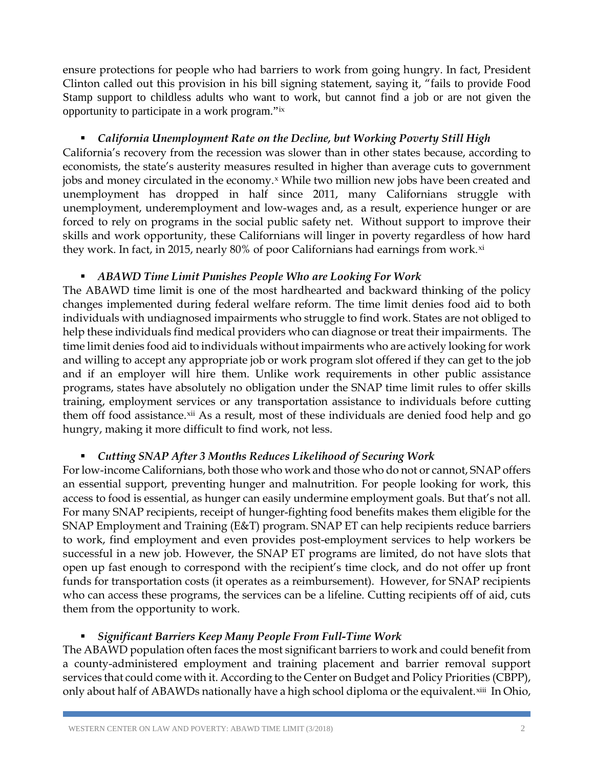ensure protections for people who had barriers to work from going hungry. In fact, President Clinton called out this provision in his bill signing statement, saying it, "fails to provide Food Stamp support to childless adults who want to work, but cannot find a job or are not given the opportunity to participate in a work program."[ix]

- ***California Unemployment Rate on the Decline, but Working Poverty Still High***

California's recovery from the recession was slower than in other states because, according to economists, the state's austerity measures resulted in higher than average cuts to government jobs and money circulated in the economy.[x] While two million new jobs have been created and unemployment has dropped in half since 2011, many Californians struggle with unemployment, underemployment and low-wages and, as a result, experience hunger or are forced to rely on programs in the social public safety net. Without support to improve their skills and work opportunity, these Californians will linger in poverty regardless of how hard they work. In fact, in 2015, nearly 80% of poor Californians had earnings from work.[xi]

- ***ABAWD Time Limit Punishes People Who are Looking For Work***

The ABAWD time limit is one of the most hardhearted and backward thinking of the policy changes implemented during federal welfare reform. The time limit denies food aid to both individuals with undiagnosed impairments who struggle to find work. States are not obliged to help these individuals find medical providers who can diagnose or treat their impairments. The time limit denies food aid to individuals without impairments who are actively looking for work and willing to accept any appropriate job or work program slot offered if they can get to the job and if an employer will hire them. Unlike work requirements in other public assistance programs, states have absolutely no obligation under the SNAP time limit rules to offer skills training, employment services or any transportation assistance to individuals before cutting them off food assistance.[xii] As a result, most of these individuals are denied food help and go hungry, making it more difficult to find work, not less.

- ***Cutting SNAP After 3 Months Reduces Likelihood of Securing Work***

For low-income Californians, both those who work and those who do not or cannot, SNAP offers an essential support, preventing hunger and malnutrition. For people looking for work, this access to food is essential, as hunger can easily undermine employment goals. But that's not all. For many SNAP recipients, receipt of hunger-fighting food benefits makes them eligible for the SNAP Employment and Training (E&T) program. SNAP ET can help recipients reduce barriers to work, find employment and even provides post-employment services to help workers be successful in a new job. However, the SNAP ET programs are limited, do not have slots that open up fast enough to correspond with the recipient's time clock, and do not offer up front funds for transportation costs (it operates as a reimbursement). However, for SNAP recipients who can access these programs, the services can be a lifeline. Cutting recipients off of aid, cuts them from the opportunity to work.

- ***Significant Barriers Keep Many People From Full-Time Work***

The ABAWD population often faces the most significant barriers to work and could benefit from a county-administered employment and training placement and barrier removal support services that could come with it. According to the Center on Budget and Policy Priorities (CBPP), only about half of ABAWDs nationally have a high school diploma or the equivalent.[xiii] In Ohio,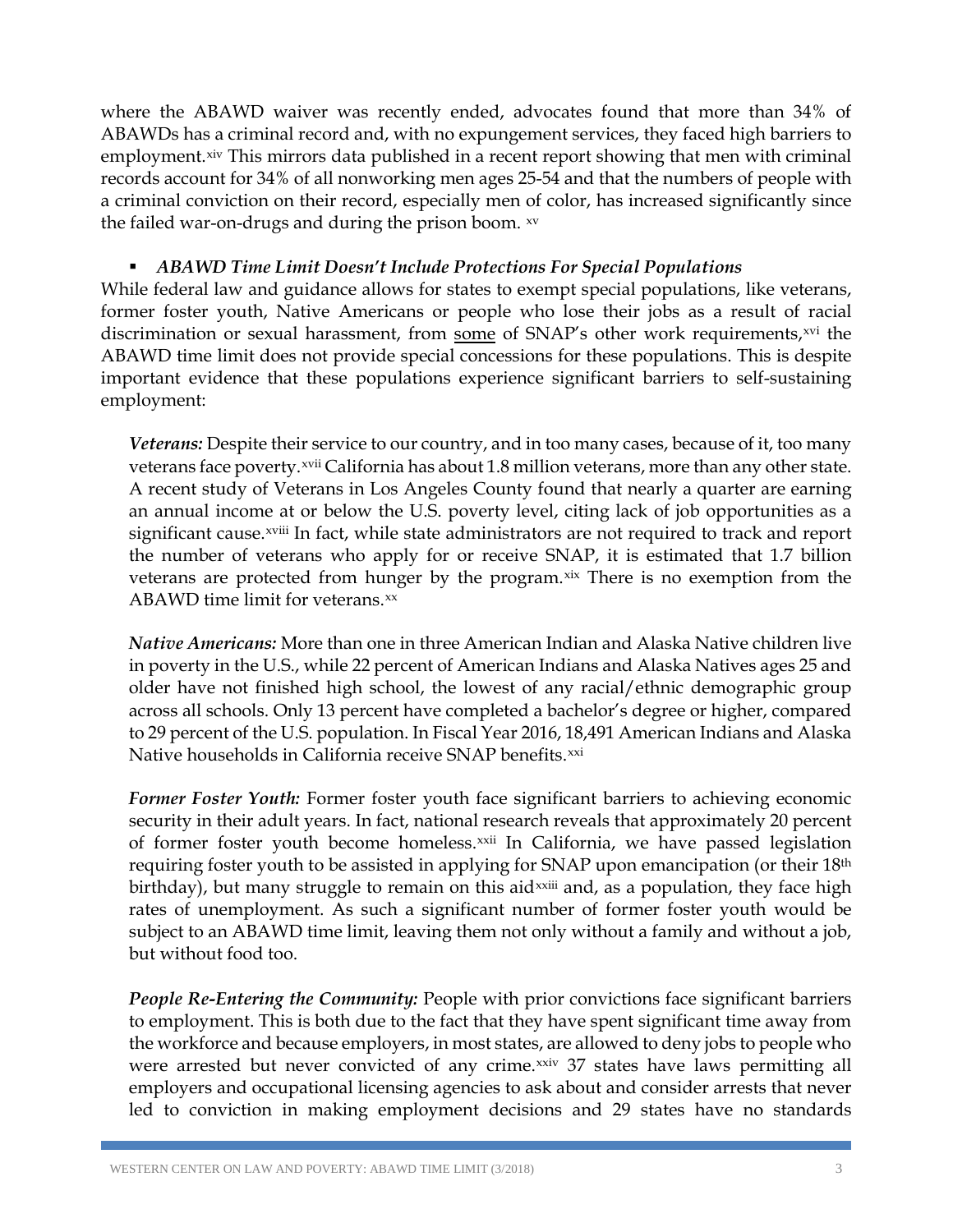where the ABAWD waiver was recently ended, advocates found that more than 34% of ABAWDs has a criminal record and, with no expungement services, they faced high barriers to employment.[xiv] This mirrors data published in a recent report showing that men with criminal records account for 34% of all nonworking men ages 25-54 and that the numbers of people with a criminal conviction on their record, especially men of color, has increased significantly since the failed war-on-drugs and during the prison boom. [xv]

- ***ABAWD Time Limit Doesn't Include Protections For Special Populations***

While federal law and guidance allows for states to exempt special populations, like veterans, former foster youth, Native Americans or people who lose their jobs as a result of racial discrimination or sexual harassment, from <u>some</u> of SNAP's other work requirements,[xvi] the ABAWD time limit does not provide special concessions for these populations. This is despite important evidence that these populations experience significant barriers to self-sustaining employment:

***Veterans:*** Despite their service to our country, and in too many cases, because of it, too many veterans face poverty.[xvii] California has about 1.8 million veterans, more than any other state. A recent study of Veterans in Los Angeles County found that nearly a quarter are earning an annual income at or below the U.S. poverty level, citing lack of job opportunities as a significant cause.[xviii] In fact, while state administrators are not required to track and report the number of veterans who apply for or receive SNAP, it is estimated that 1.7 billion veterans are protected from hunger by the program.[xix] There is no exemption from the ABAWD time limit for veterans.[xx]

***Native Americans:*** More than one in three American Indian and Alaska Native children live in poverty in the U.S., while 22 percent of American Indians and Alaska Natives ages 25 and older have not finished high school, the lowest of any racial/ethnic demographic group across all schools. Only 13 percent have completed a bachelor's degree or higher, compared to 29 percent of the U.S. population. In Fiscal Year 2016, 18,491 American Indians and Alaska Native households in California receive SNAP benefits.[xxi]

***Former Foster Youth:*** Former foster youth face significant barriers to achieving economic security in their adult years. In fact, national research reveals that approximately 20 percent of former foster youth become homeless.[xxii] In California, we have passed legislation requiring foster youth to be assisted in applying for SNAP upon emancipation (or their 18th birthday), but many struggle to remain on this aid[xxiii] and, as a population, they face high rates of unemployment. As such a significant number of former foster youth would be subject to an ABAWD time limit, leaving them not only without a family and without a job, but without food too.

***People Re-Entering the Community:*** People with prior convictions face significant barriers to employment. This is both due to the fact that they have spent significant time away from the workforce and because employers, in most states, are allowed to deny jobs to people who were arrested but never convicted of any crime.[xxiv] 37 states have laws permitting all employers and occupational licensing agencies to ask about and consider arrests that never led to conviction in making employment decisions and 29 states have no standards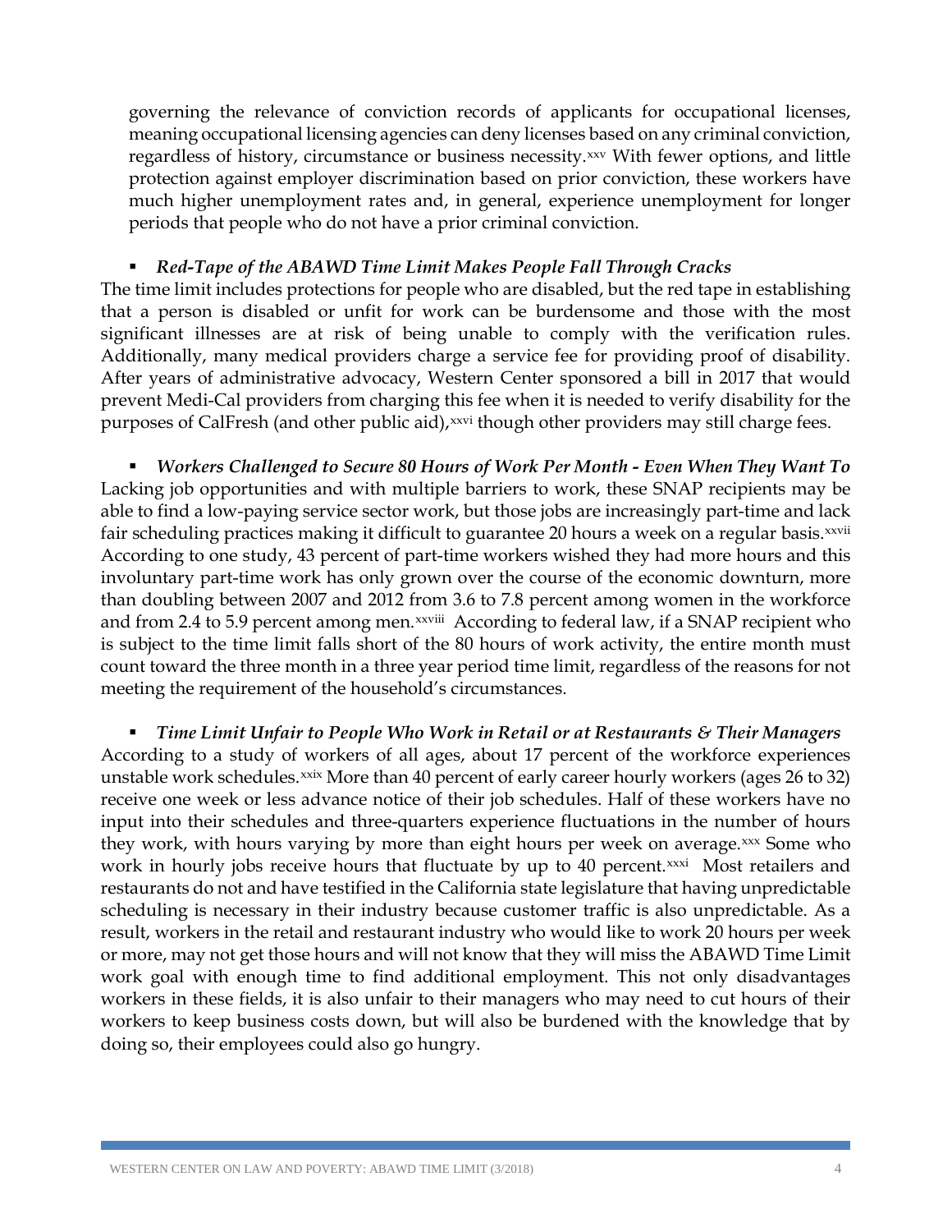governing the relevance of conviction records of applicants for occupational licenses, meaning occupational licensing agencies can deny licenses based on any criminal conviction, regardless of history, circumstance or business necessity.[xxv] With fewer options, and little protection against employer discrimination based on prior conviction, these workers have much higher unemployment rates and, in general, experience unemployment for longer periods that people who do not have a prior criminal conviction.

- ***Red-Tape of the ABAWD Time Limit Makes People Fall Through Cracks***

The time limit includes protections for people who are disabled, but the red tape in establishing that a person is disabled or unfit for work can be burdensome and those with the most significant illnesses are at risk of being unable to comply with the verification rules. Additionally, many medical providers charge a service fee for providing proof of disability. After years of administrative advocacy, Western Center sponsored a bill in 2017 that would prevent Medi-Cal providers from charging this fee when it is needed to verify disability for the purposes of CalFresh (and other public aid),[xxvi] though other providers may still charge fees.

- ***Workers Challenged to Secure 80 Hours of Work Per Month - Even When They Want To***

Lacking job opportunities and with multiple barriers to work, these SNAP recipients may be able to find a low-paying service sector work, but those jobs are increasingly part-time and lack fair scheduling practices making it difficult to guarantee 20 hours a week on a regular basis.[xxvii] According to one study, 43 percent of part-time workers wished they had more hours and this involuntary part-time work has only grown over the course of the economic downturn, more than doubling between 2007 and 2012 from 3.6 to 7.8 percent among women in the workforce and from 2.4 to 5.9 percent among men.[xxviii] According to federal law, if a SNAP recipient who is subject to the time limit falls short of the 80 hours of work activity, the entire month must count toward the three month in a three year period time limit, regardless of the reasons for not meeting the requirement of the household's circumstances.

- ***Time Limit Unfair to People Who Work in Retail or at Restaurants & Their Managers***

According to a study of workers of all ages, about 17 percent of the workforce experiences unstable work schedules.[xxix] More than 40 percent of early career hourly workers (ages 26 to 32) receive one week or less advance notice of their job schedules. Half of these workers have no input into their schedules and three-quarters experience fluctuations in the number of hours they work, with hours varying by more than eight hours per week on average.[xxx] Some who work in hourly jobs receive hours that fluctuate by up to 40 percent.[xxxi] Most retailers and restaurants do not and have testified in the California state legislature that having unpredictable scheduling is necessary in their industry because customer traffic is also unpredictable. As a result, workers in the retail and restaurant industry who would like to work 20 hours per week or more, may not get those hours and will not know that they will miss the ABAWD Time Limit work goal with enough time to find additional employment. This not only disadvantages workers in these fields, it is also unfair to their managers who may need to cut hours of their workers to keep business costs down, but will also be burdened with the knowledge that by doing so, their employees could also go hungry.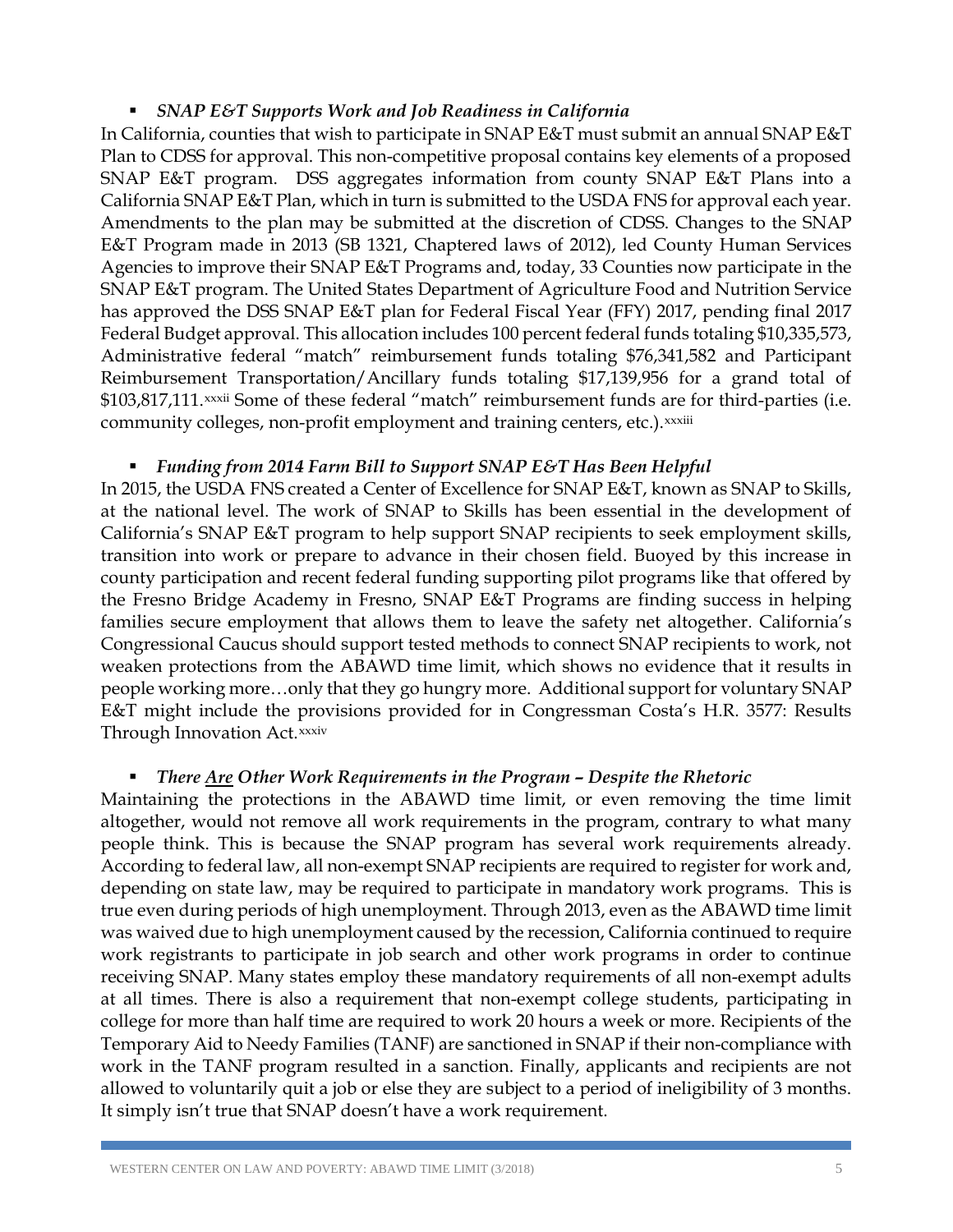- ***SNAP E&T Supports Work and Job Readiness in California***

In California, counties that wish to participate in SNAP E&T must submit an annual SNAP E&T Plan to CDSS for approval. This non-competitive proposal contains key elements of a proposed SNAP E&T program. DSS aggregates information from county SNAP E&T Plans into a California SNAP E&T Plan, which in turn is submitted to the USDA FNS for approval each year. Amendments to the plan may be submitted at the discretion of CDSS. Changes to the SNAP E&T Program made in 2013 (SB 1321, Chaptered laws of 2012), led County Human Services Agencies to improve their SNAP E&T Programs and, today, 33 Counties now participate in the SNAP E&T program. The United States Department of Agriculture Food and Nutrition Service has approved the DSS SNAP E&T plan for Federal Fiscal Year (FFY) 2017, pending final 2017 Federal Budget approval. This allocation includes 100 percent federal funds totaling $10,335,573, Administrative federal "match" reimbursement funds totaling $76,341,582 and Participant Reimbursement Transportation/Ancillary funds totaling $17,139,956 for a grand total of $103,817,111.[xxxii] Some of these federal "match" reimbursement funds are for third-parties (i.e. community colleges, non-profit employment and training centers, etc.).[xxxiii]

- ***Funding from 2014 Farm Bill to Support SNAP E&T Has Been Helpful***

In 2015, the USDA FNS created a Center of Excellence for SNAP E&T, known as SNAP to Skills, at the national level. The work of SNAP to Skills has been essential in the development of California's SNAP E&T program to help support SNAP recipients to seek employment skills, transition into work or prepare to advance in their chosen field. Buoyed by this increase in county participation and recent federal funding supporting pilot programs like that offered by the Fresno Bridge Academy in Fresno, SNAP E&T Programs are finding success in helping families secure employment that allows them to leave the safety net altogether. California's Congressional Caucus should support tested methods to connect SNAP recipients to work, not weaken protections from the ABAWD time limit, which shows no evidence that it results in people working more…only that they go hungry more. Additional support for voluntary SNAP E&T might include the provisions provided for in Congressman Costa's H.R. 3577: Results Through Innovation Act.[xxxiv]

- ***There <u>Are</u> Other Work Requirements in the Program – Despite the Rhetoric***

Maintaining the protections in the ABAWD time limit, or even removing the time limit altogether, would not remove all work requirements in the program, contrary to what many people think. This is because the SNAP program has several work requirements already. According to federal law, all non-exempt SNAP recipients are required to register for work and, depending on state law, may be required to participate in mandatory work programs. This is true even during periods of high unemployment. Through 2013, even as the ABAWD time limit was waived due to high unemployment caused by the recession, California continued to require work registrants to participate in job search and other work programs in order to continue receiving SNAP. Many states employ these mandatory requirements of all non-exempt adults at all times. There is also a requirement that non-exempt college students, participating in college for more than half time are required to work 20 hours a week or more. Recipients of the Temporary Aid to Needy Families (TANF) are sanctioned in SNAP if their non-compliance with work in the TANF program resulted in a sanction. Finally, applicants and recipients are not allowed to voluntarily quit a job or else they are subject to a period of ineligibility of 3 months. It simply isn't true that SNAP doesn't have a work requirement.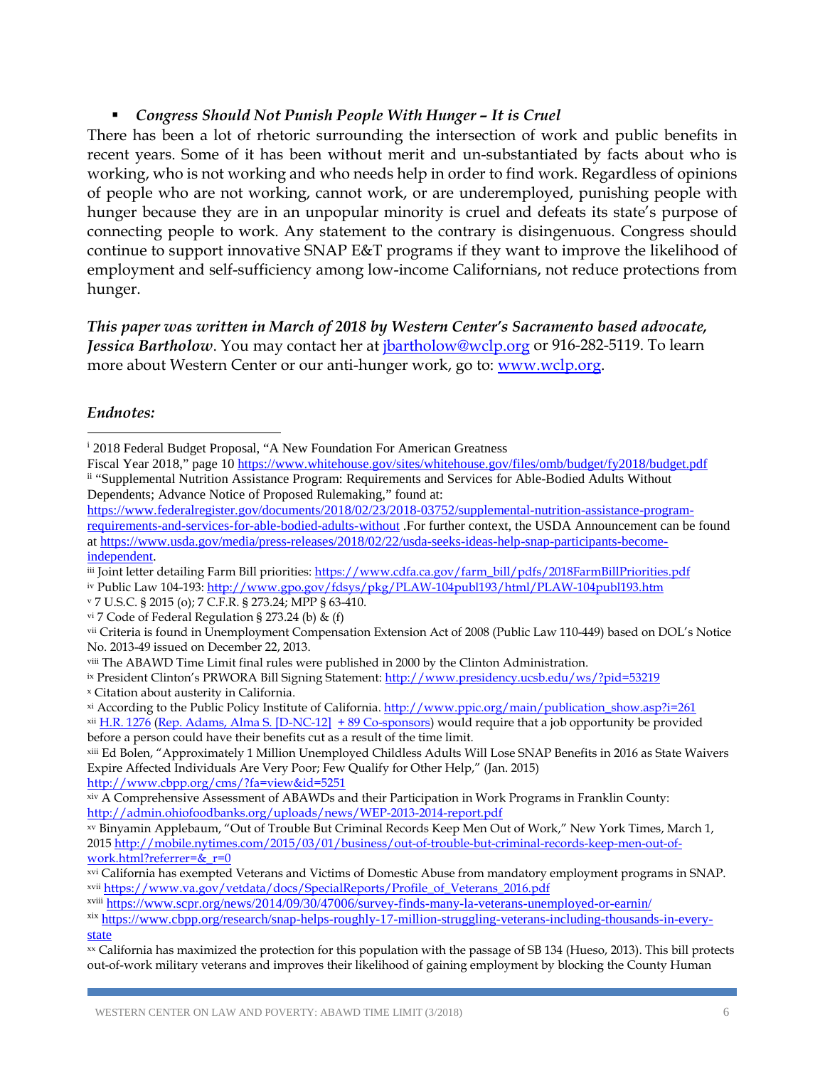- ***Congress Should Not Punish People With Hunger – It is Cruel***

There has been a lot of rhetoric surrounding the intersection of work and public benefits in recent years. Some of it has been without merit and un-substantiated by facts about who is working, who is not working and who needs help in order to find work. Regardless of opinions of people who are not working, cannot work, or are underemployed, punishing people with hunger because they are in an unpopular minority is cruel and defeats its state's purpose of connecting people to work. Any statement to the contrary is disingenuous. Congress should continue to support innovative SNAP E&T programs if they want to improve the likelihood of employment and self-sufficiency among low-income Californians, not reduce protections from hunger.

***This paper was written in March of 2018 by Western Center's Sacramento based advocate, Jessica Bartholow***. You may contact her at jbartholow@wclp.org or 916-282-5119. To learn more about Western Center or our anti-hunger work, go to: www.wclp.org.

***Endnotes:***

[i] 2018 Federal Budget Proposal, "A New Foundation For American Greatness Fiscal Year 2018," page 10 https://www.whitehouse.gov/sites/whitehouse.gov/files/omb/budget/fy2018/budget.pdf

[ii] "Supplemental Nutrition Assistance Program: Requirements and Services for Able-Bodied Adults Without Dependents; Advance Notice of Proposed Rulemaking," found at: https://www.federalregister.gov/documents/2018/02/23/2018-03752/supplemental-nutrition-assistance-program-requirements-and-services-for-able-bodied-adults-without .For further context, the USDA Announcement can be found at https://www.usda.gov/media/press-releases/2018/02/22/usda-seeks-ideas-help-snap-participants-become-independent.

[iii] Joint letter detailing Farm Bill priorities: https://www.cdfa.ca.gov/farm_bill/pdfs/2018FarmBillPriorities.pdf

[iv] Public Law 104-193: http://www.gpo.gov/fdsys/pkg/PLAW-104publ193/html/PLAW-104publ193.htm

[v] 7 U.S.C. § 2015 (o); 7 C.F.R. § 273.24; MPP § 63-410.

[vi] 7 Code of Federal Regulation § 273.24 (b) & (f)

[vii] Criteria is found in Unemployment Compensation Extension Act of 2008 (Public Law 110-449) based on DOL's Notice No. 2013-49 issued on December 22, 2013.

[viii] The ABAWD Time Limit final rules were published in 2000 by the Clinton Administration.

[ix] President Clinton's PRWORA Bill Signing Statement: http://www.presidency.ucsb.edu/ws/?pid=53219

[x] Citation about austerity in California.

[xi] According to the Public Policy Institute of California. http://www.ppic.org/main/publication_show.asp?i=261

[xii] H.R. 1276 (Rep. Adams, Alma S. [D-NC-12] + 89 Co-sponsors) would require that a job opportunity be provided before a person could have their benefits cut as a result of the time limit.

[xiii] Ed Bolen, "Approximately 1 Million Unemployed Childless Adults Will Lose SNAP Benefits in 2016 as State Waivers Expire Affected Individuals Are Very Poor; Few Qualify for Other Help," (Jan. 2015) http://www.cbpp.org/cms/?fa=view&id=5251

[xiv] A Comprehensive Assessment of ABAWDs and their Participation in Work Programs in Franklin County: http://admin.ohiofoodbanks.org/uploads/news/WEP-2013-2014-report.pdf

[xv] Binyamin Applebaum, "Out of Trouble But Criminal Records Keep Men Out of Work," New York Times, March 1, 2015 http://mobile.nytimes.com/2015/03/01/business/out-of-trouble-but-criminal-records-keep-men-out-of-work.html?referrer=&_r=0

[xvi] California has exempted Veterans and Victims of Domestic Abuse from mandatory employment programs in SNAP.

[xvii] https://www.va.gov/vetdata/docs/SpecialReports/Profile_of_Veterans_2016.pdf

[xviii] https://www.scpr.org/news/2014/09/30/47006/survey-finds-many-la-veterans-unemployed-or-earnin/

[xix] https://www.cbpp.org/research/snap-helps-roughly-17-million-struggling-veterans-including-thousands-in-every-state

[xx] California has maximized the protection for this population with the passage of SB 134 (Hueso, 2013). This bill protects out-of-work military veterans and improves their likelihood of gaining employment by blocking the County Human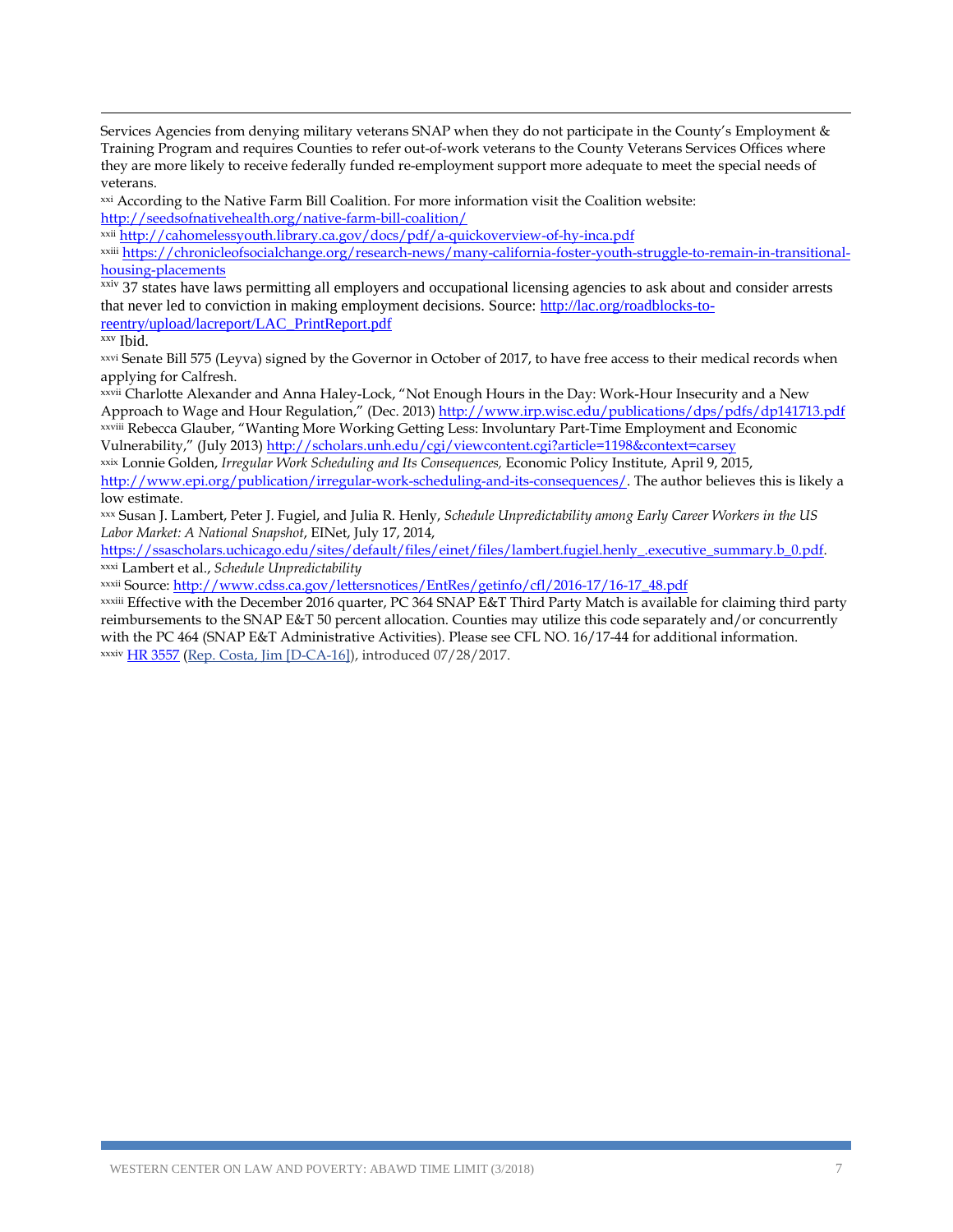Services Agencies from denying military veterans SNAP when they do not participate in the County's Employment & Training Program and requires Counties to refer out-of-work veterans to the County Veterans Services Offices where they are more likely to receive federally funded re-employment support more adequate to meet the special needs of veterans.

[xxi] According to the Native Farm Bill Coalition. For more information visit the Coalition website: http://seedsofnativehealth.org/native-farm-bill-coalition/

[xxii] http://cahomelessyouth.library.ca.gov/docs/pdf/a-quickoverview-of-hy-inca.pdf

[xxiii] https://chronicleofsocialchange.org/research-news/many-california-foster-youth-struggle-to-remain-in-transitional-housing-placements

[xxiv] 37 states have laws permitting all employers and occupational licensing agencies to ask about and consider arrests that never led to conviction in making employment decisions. Source: http://lac.org/roadblocks-to-reentry/upload/lacreport/LAC_PrintReport.pdf

[xxv] Ibid.

[xxvi] Senate Bill 575 (Leyva) signed by the Governor in October of 2017, to have free access to their medical records when applying for Calfresh.

[xxvii] Charlotte Alexander and Anna Haley-Lock, "Not Enough Hours in the Day: Work-Hour Insecurity and a New Approach to Wage and Hour Regulation," (Dec. 2013) http://www.irp.wisc.edu/publications/dps/pdfs/dp141713.pdf

[xxviii] Rebecca Glauber, "Wanting More Working Getting Less: Involuntary Part-Time Employment and Economic Vulnerability," (July 2013) http://scholars.unh.edu/cgi/viewcontent.cgi?article=1198&context=carsey

[xxix] Lonnie Golden, *Irregular Work Scheduling and Its Consequences,* Economic Policy Institute, April 9, 2015, http://www.epi.org/publication/irregular-work-scheduling-and-its-consequences/. The author believes this is likely a low estimate.

[xxx] Susan J. Lambert, Peter J. Fugiel, and Julia R. Henly, *Schedule Unpredictability among Early Career Workers in the US Labor Market: A National Snapshot*, EINet, July 17, 2014, https://ssascholars.uchicago.edu/sites/default/files/einet/files/lambert.fugiel.henly_.executive_summary.b_0.pdf.

[xxxi] Lambert et al., *Schedule Unpredictability*

[xxxii] Source: http://www.cdss.ca.gov/lettersnotices/EntRes/getinfo/cfl/2016-17/16-17_48.pdf

[xxxiii] Effective with the December 2016 quarter, PC 364 SNAP E&T Third Party Match is available for claiming third party reimbursements to the SNAP E&T 50 percent allocation. Counties may utilize this code separately and/or concurrently with the PC 464 (SNAP E&T Administrative Activities). Please see CFL NO. 16/17-44 for additional information.

[xxxiv] HR 3557 (Rep. Costa, Jim [D-CA-16]), introduced 07/28/2017.